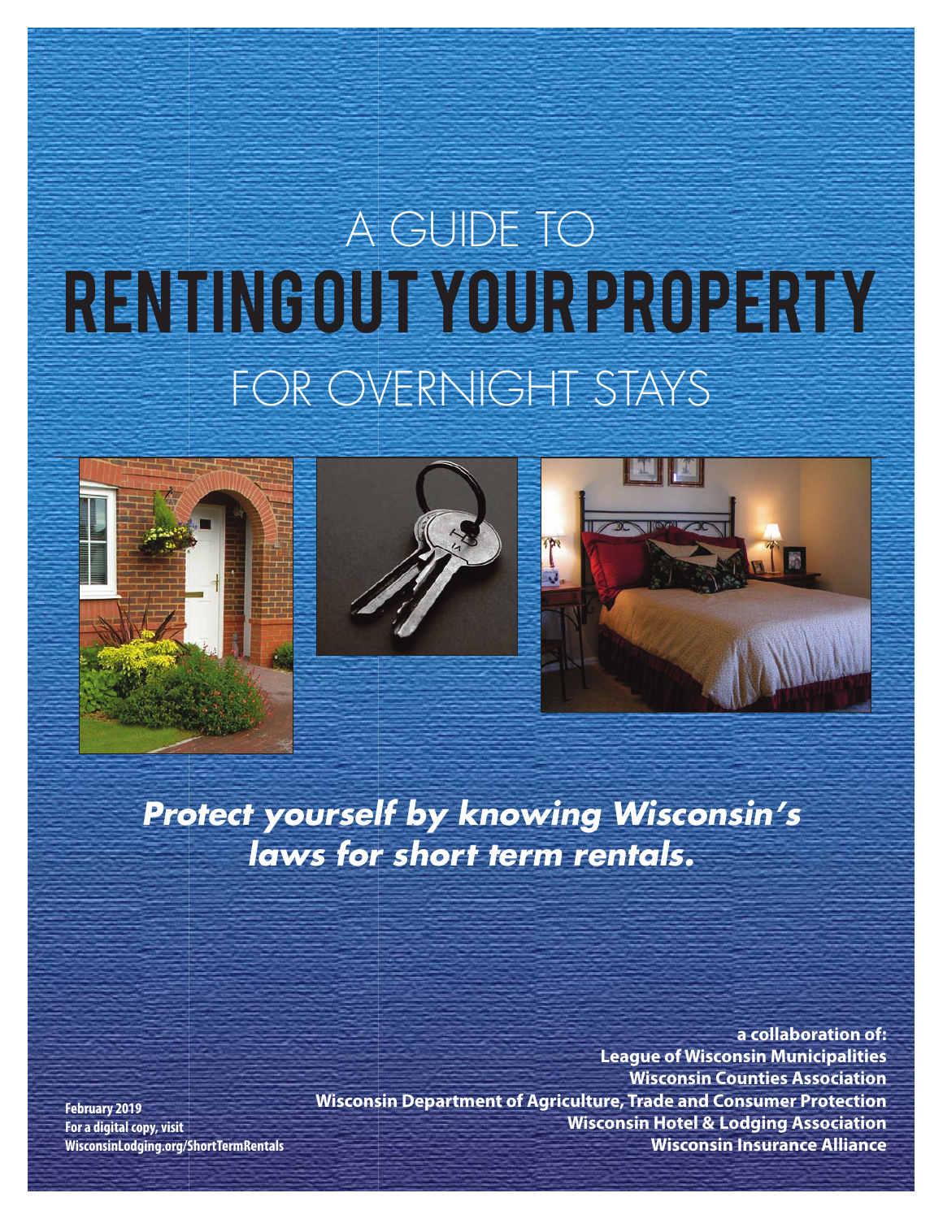# A GUIDE TO RENTING OUT YOUR PROPERTY FOR OVERNIGHT STAYS

***Protect yourself by knowing Wisconsin's laws for short term rentals.***

**a collaboration of:**
**League of Wisconsin Municipalities**
**Wisconsin Counties Association**
**Wisconsin Department of Agriculture, Trade and Consumer Protection**
**Wisconsin Hotel & Lodging Association**
**Wisconsin Insurance Alliance**

**February 2019**
**For a digital copy, visit WisconsinLodging.org/ShortTermRentals**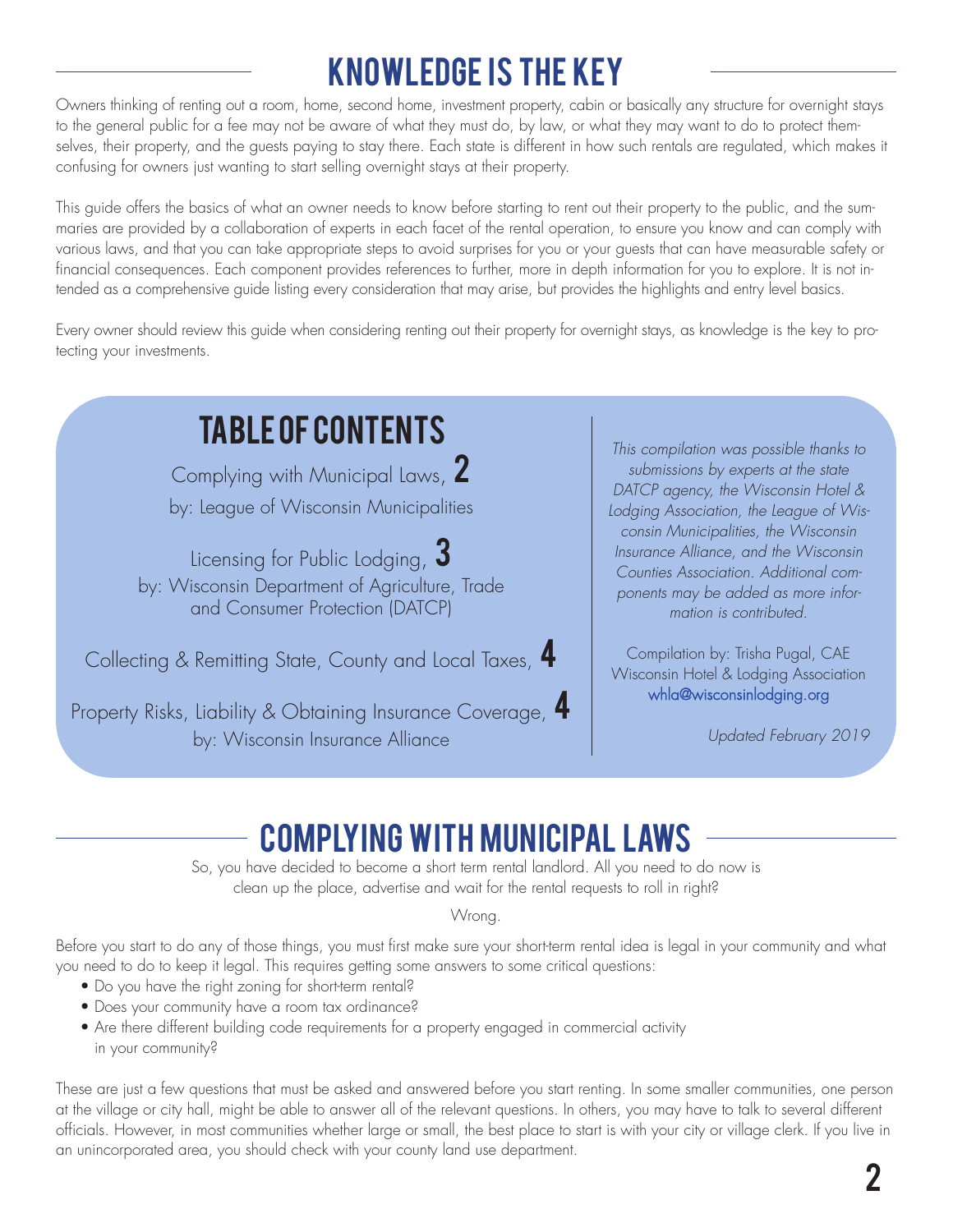# KNOWLEDGE IS THE KEY

Owners thinking of renting out a room, home, second home, investment property, cabin or basically any structure for overnight stays to the general public for a fee may not be aware of what they must do, by law, or what they may want to do to protect themselves, their property, and the guests paying to stay there. Each state is different in how such rentals are regulated, which makes it confusing for owners just wanting to start selling overnight stays at their property.

This guide offers the basics of what an owner needs to know before starting to rent out their property to the public, and the summaries are provided by a collaboration of experts in each facet of the rental operation, to ensure you know and can comply with various laws, and that you can take appropriate steps to avoid surprises for you or your guests that can have measurable safety or financial consequences. Each component provides references to further, more in depth information for you to explore. It is not intended as a comprehensive guide listing every consideration that may arise, but provides the highlights and entry level basics.

Every owner should review this guide when considering renting out their property for overnight stays, as knowledge is the key to protecting your investments.

## TABLE OF CONTENTS

Complying with Municipal Laws, **2**
by: League of Wisconsin Municipalities

Licensing for Public Lodging, **3**
by: Wisconsin Department of Agriculture, Trade and Consumer Protection (DATCP)

Collecting & Remitting State, County and Local Taxes, **4**

Property Risks, Liability & Obtaining Insurance Coverage, **4**
by: Wisconsin Insurance Alliance

*This compilation was possible thanks to submissions by experts at the state DATCP agency, the Wisconsin Hotel & Lodging Association, the League of Wisconsin Municipalities, the Wisconsin Insurance Alliance, and the Wisconsin Counties Association. Additional components may be added as more information is contributed.*

Compilation by: Trisha Pugal, CAE
Wisconsin Hotel & Lodging Association
whla@wisconsinlodging.org

*Updated February 2019*

# COMPLYING WITH MUNICIPAL LAWS

So, you have decided to become a short term rental landlord. All you need to do now is clean up the place, advertise and wait for the rental requests to roll in right?

Wrong.

Before you start to do any of those things, you must first make sure your short-term rental idea is legal in your community and what you need to do to keep it legal. This requires getting some answers to some critical questions:

- Do you have the right zoning for short-term rental?
- Does your community have a room tax ordinance?
- Are there different building code requirements for a property engaged in commercial activity in your community?

These are just a few questions that must be asked and answered before you start renting. In some smaller communities, one person at the village or city hall, might be able to answer all of the relevant questions. In others, you may have to talk to several different officials. However, in most communities whether large or small, the best place to start is with your city or village clerk. If you live in an unincorporated area, you should check with your county land use department.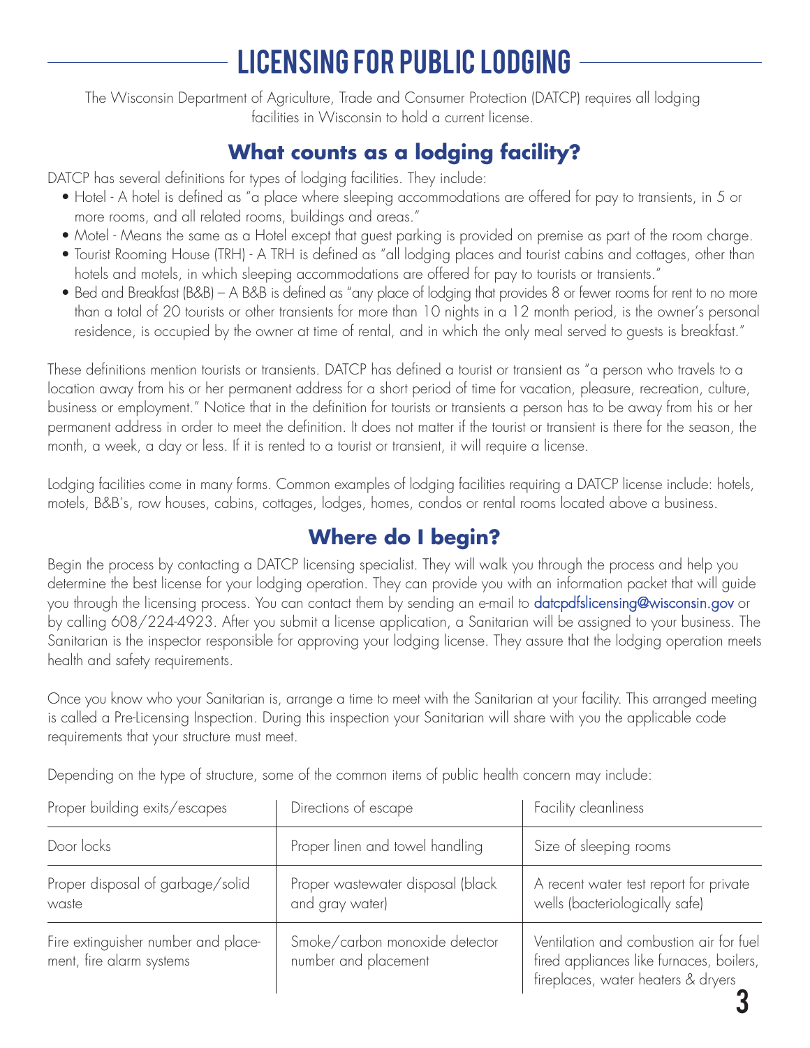# LICENSING FOR PUBLIC LODGING

The Wisconsin Department of Agriculture, Trade and Consumer Protection (DATCP) requires all lodging facilities in Wisconsin to hold a current license.

## What counts as a lodging facility?

DATCP has several definitions for types of lodging facilities. They include:

- Hotel - A hotel is defined as "a place where sleeping accommodations are offered for pay to transients, in 5 or more rooms, and all related rooms, buildings and areas."
- Motel - Means the same as a Hotel except that guest parking is provided on premise as part of the room charge.
- Tourist Rooming House (TRH) - A TRH is defined as "all lodging places and tourist cabins and cottages, other than hotels and motels, in which sleeping accommodations are offered for pay to tourists or transients."
- Bed and Breakfast (B&B) – A B&B is defined as "any place of lodging that provides 8 or fewer rooms for rent to no more than a total of 20 tourists or other transients for more than 10 nights in a 12 month period, is the owner's personal residence, is occupied by the owner at time of rental, and in which the only meal served to guests is breakfast."

These definitions mention tourists or transients. DATCP has defined a tourist or transient as "a person who travels to a location away from his or her permanent address for a short period of time for vacation, pleasure, recreation, culture, business or employment." Notice that in the definition for tourists or transients a person has to be away from his or her permanent address in order to meet the definition. It does not matter if the tourist or transient is there for the season, the month, a week, a day or less. If it is rented to a tourist or transient, it will require a license.

Lodging facilities come in many forms. Common examples of lodging facilities requiring a DATCP license include: hotels, motels, B&B's, row houses, cabins, cottages, lodges, homes, condos or rental rooms located above a business.

## Where do I begin?

Begin the process by contacting a DATCP licensing specialist. They will walk you through the process and help you determine the best license for your lodging operation. They can provide you with an information packet that will guide you through the licensing process. You can contact them by sending an e-mail to datcpdfslicensing@wisconsin.gov or by calling 608/224-4923. After you submit a license application, a Sanitarian will be assigned to your business. The Sanitarian is the inspector responsible for approving your lodging license. They assure that the lodging operation meets health and safety requirements.

Once you know who your Sanitarian is, arrange a time to meet with the Sanitarian at your facility. This arranged meeting is called a Pre-Licensing Inspection. During this inspection your Sanitarian will share with you the applicable code requirements that your structure must meet.

Depending on the type of structure, some of the common items of public health concern may include:

| | | |
|---|---|---|
| Proper building exits/escapes | Directions of escape | Facility cleanliness |
| Door locks | Proper linen and towel handling | Size of sleeping rooms |
| Proper disposal of garbage/solid waste | Proper wastewater disposal (black and gray water) | A recent water test report for private wells (bacteriologically safe) |
| Fire extinguisher number and placement, fire alarm systems | Smoke/carbon monoxide detector number and placement | Ventilation and combustion air for fuel fired appliances like furnaces, boilers, fireplaces, water heaters & dryers |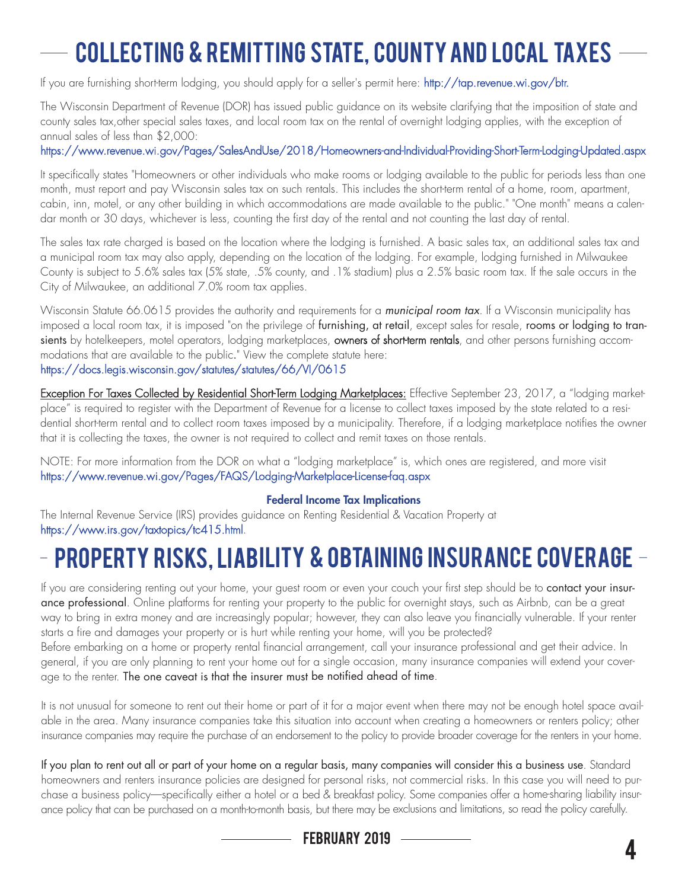## COLLECTING & REMITTING STATE, COUNTY AND LOCAL TAXES

If you are furnishing short-term lodging, you should apply for a seller's permit here: http://tap.revenue.wi.gov/btr.

The Wisconsin Department of Revenue (DOR) has issued public guidance on its website clarifying that the imposition of state and county sales tax,other special sales taxes, and local room tax on the rental of overnight lodging applies, with the exception of annual sales of less than $2,000:
https://www.revenue.wi.gov/Pages/SalesAndUse/2018/Homeowners-and-Individual-Providing-Short-Term-Lodging-Updated.aspx

It specifically states "Homeowners or other individuals who make rooms or lodging available to the public for periods less than one month, must report and pay Wisconsin sales tax on such rentals. This includes the short-term rental of a home, room, apartment, cabin, inn, motel, or any other building in which accommodations are made available to the public." "One month" means a calendar month or 30 days, whichever is less, counting the first day of the rental and not counting the last day of rental.

The sales tax rate charged is based on the location where the lodging is furnished. A basic sales tax, an additional sales tax and a municipal room tax may also apply, depending on the location of the lodging. For example, lodging furnished in Milwaukee County is subject to 5.6% sales tax (5% state, .5% county, and .1% stadium) plus a 2.5% basic room tax. If the sale occurs in the City of Milwaukee, an additional 7.0% room tax applies.

Wisconsin Statute 66.0615 provides the authority and requirements for a ***municipal room tax***. If a Wisconsin municipality has imposed a local room tax, it is imposed "on the privilege of **furnishing, at retail**, except sales for resale, **rooms or lodging to transients** by hotelkeepers, motel operators, lodging marketplaces, **owners of short-term rentals**, and other persons furnishing accommodations that are available to the public." View the complete statute here:
https://docs.legis.wisconsin.gov/statutes/statutes/66/VI/0615

Exception For Taxes Collected by Residential Short-Term Lodging Marketplaces: Effective September 23, 2017, a "lodging marketplace" is required to register with the Department of Revenue for a license to collect taxes imposed by the state related to a residential short-term rental and to collect room taxes imposed by a municipality. Therefore, if a lodging marketplace notifies the owner that it is collecting the taxes, the owner is not required to collect and remit taxes on those rentals.

NOTE: For more information from the DOR on what a "lodging marketplace" is, which ones are registered, and more visit https://www.revenue.wi.gov/Pages/FAQS/Lodging-Marketplace-License-faq.aspx

### Federal Income Tax Implications

The Internal Revenue Service (IRS) provides guidance on Renting Residential & Vacation Property at https://www.irs.gov/taxtopics/tc415.html.

## PROPERTY RISKS, LIABILITY & OBTAINING INSURANCE COVERAGE

If you are considering renting out your home, your guest room or even your couch your first step should be to **contact your insurance professional**. Online platforms for renting your property to the public for overnight stays, such as Airbnb, can be a great way to bring in extra money and are increasingly popular; however, they can also leave you financially vulnerable. If your renter starts a fire and damages your property or is hurt while renting your home, will you be protected?
Before embarking on a home or property rental financial arrangement, call your insurance professional and get their advice. In general, if you are only planning to rent your home out for a single occasion, many insurance companies will extend your coverage to the renter. **The one caveat is that the insurer must be notified ahead of time**.

It is not unusual for someone to rent out their home or part of it for a major event when there may not be enough hotel space available in the area. Many insurance companies take this situation into account when creating a homeowners or renters policy; other insurance companies may require the purchase of an endorsement to the policy to provide broader coverage for the renters in your home.

**If you plan to rent out all or part of your home on a regular basis, many companies will consider this a business use**. Standard homeowners and renters insurance policies are designed for personal risks, not commercial risks. In this case you will need to purchase a business policy—specifically either a hotel or a bed & breakfast policy. Some companies offer a home-sharing liability insurance policy that can be purchased on a month-to-month basis, but there may be exclusions and limitations, so read the policy carefully.